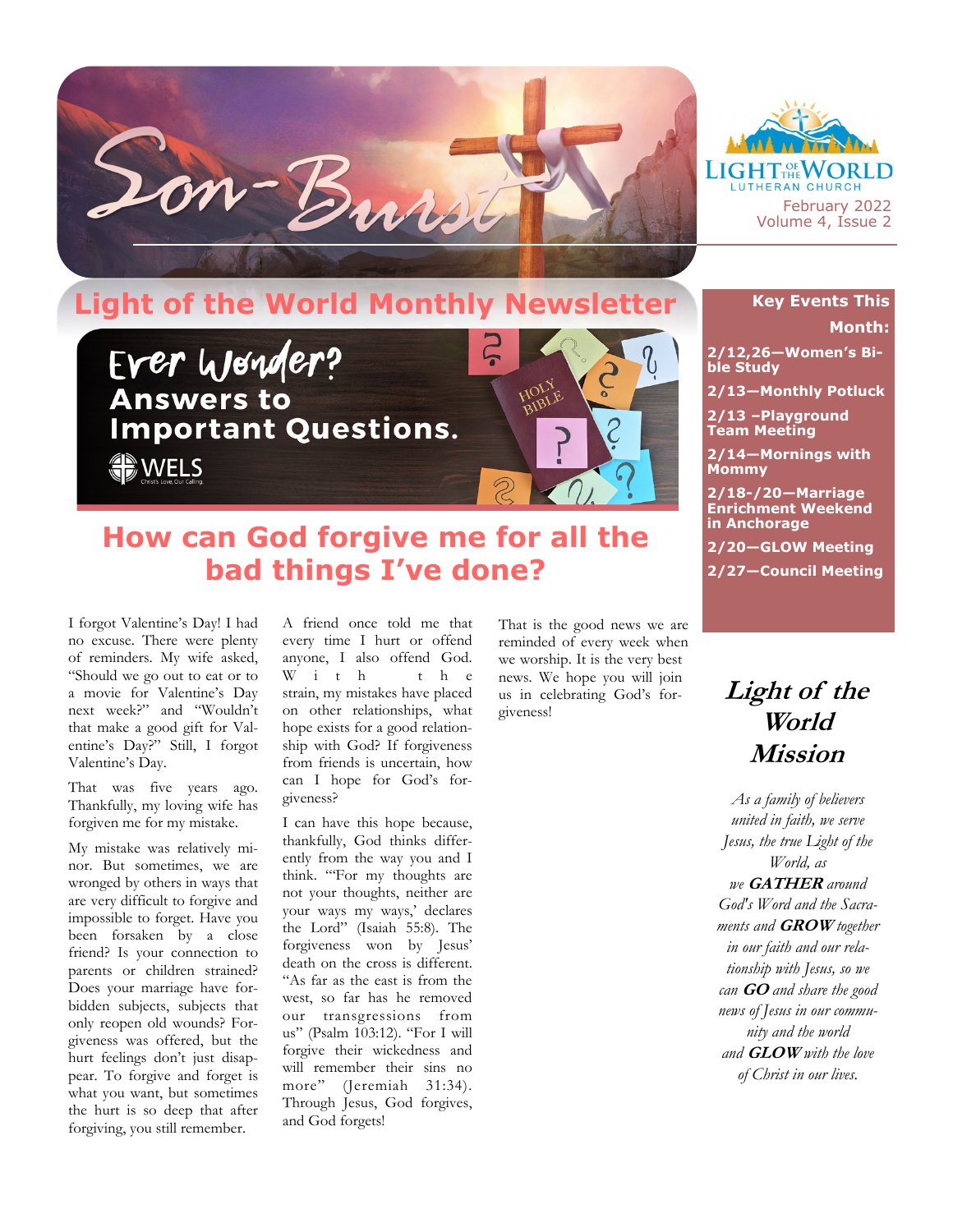# Son-Burst

LIGHT OF THE WORLD LUTHERAN CHURCH

February 2022
Volume 4, Issue 2

## Light of the World Monthly Newsletter

Ever Wonder? Answers to Important Questions.

WELS

## How can God forgive me for all the bad things I've done?

I forgot Valentine's Day! I had no excuse. There were plenty of reminders. My wife asked, "Should we go out to eat or to a movie for Valentine's Day next week?" and "Wouldn't that make a good gift for Valentine's Day?" Still, I forgot Valentine's Day.

That was five years ago. Thankfully, my loving wife has forgiven me for my mistake.

My mistake was relatively minor. But sometimes, we are wronged by others in ways that are very difficult to forgive and impossible to forget. Have you been forsaken by a close friend? Is your connection to parents or children strained? Does your marriage have forbidden subjects, subjects that only reopen old wounds? Forgiveness was offered, but the hurt feelings don't just disappear. To forgive and forget is what you want, but sometimes the hurt is so deep that after forgiving, you still remember.

A friend once told me that every time I hurt or offend anyone, I also offend God. With the strain, my mistakes have placed on other relationships, what hope exists for a good relationship with God? If forgiveness from friends is uncertain, how can I hope for God's forgiveness?

I can have this hope because, thankfully, God thinks differently from the way you and I think. "'For my thoughts are not your thoughts, neither are your ways my ways,' declares the Lord" (Isaiah 55:8). The forgiveness won by Jesus' death on the cross is different. "As far as the east is from the west, so far has he removed our transgressions from us" (Psalm 103:12). "For I will forgive their wickedness and will remember their sins no more" (Jeremiah 31:34). Through Jesus, God forgives, and God forgets!

That is the good news we are reminded of every week when we worship. It is the very best news. We hope you will join us in celebrating God's forgiveness!

### Key Events This Month:

- **2/12,26—Women's Bible Study**
- **2/13—Monthly Potluck**
- **2/13 –Playground Team Meeting**
- **2/14—Mornings with Mommy**
- **2/18-/20—Marriage Enrichment Weekend in Anchorage**
- **2/20—GLOW Meeting**
- **2/27—Council Meeting**

### *Light of the World Mission*

*As a family of believers united in faith, we serve Jesus, the true Light of the World, as we* ***GATHER*** *around God's Word and the Sacraments and* ***GROW*** *together in our faith and our relationship with Jesus, so we can* ***GO*** *and share the good news of Jesus in our community and the world and* ***GLOW*** *with the love of Christ in our lives.*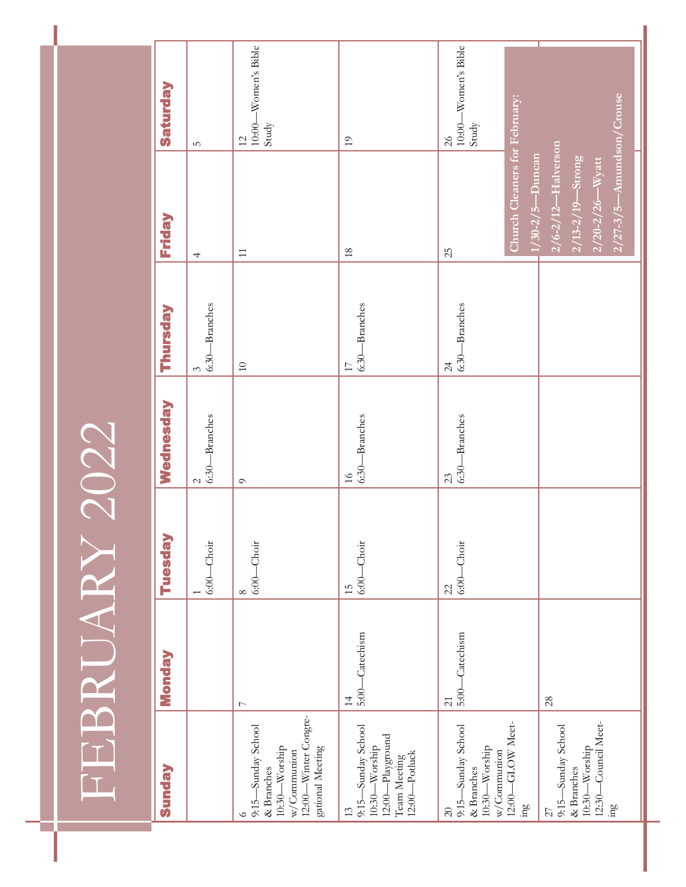# FEBRUARY 2022

| Sunday | Monday | Tuesday | Wednesday | Thursday | Friday | Saturday |
|---|---|---|---|---|---|---|
| | | 1<br>6:00—Choir | 2<br>6:30—Branches | 3<br>6:30—Branches | 4 | 5 |
| 6<br>9:15—Sunday School & Branches<br>10:30—Worship w/Communion<br>12:00—Winter Congregational Meeting | 7 | 8<br>6:00—Choir | 9 | 10 | 11 | 12<br>10:00—Women's Bible Study |
| 13<br>9:15—Sunday School<br>10:30—Worship<br>12:00—Playground Team Meeting<br>12:00—Potluck | 14<br>5:00—Catechism | 15<br>6:00—Choir | 16<br>6:30—Branches | 17<br>6:30—Branches | 18 | 19 |
| 20<br>9:15—Sunday School & Branches<br>10:30—Worship w/Communion<br>12:00—GLOW Meeting | 21<br>5:00—Catechism | 22<br>6:00—Choir | 23<br>6:30—Branches | 24<br>6:30—Branches | 25 | 26<br>10:00—Women's Bible Study |
| 27<br>9:15—Sunday School & Branches<br>10:30—Worship<br>12:30—Council Meeting | 28 | | | | | |

**Church Cleaners for February:**

1/30-2/5—Duncan

2/6-2/12—Halverson

2/13-2/19—Strong

2/20-2/26—Wyatt

2/27-3/5—Amundson/Crouse